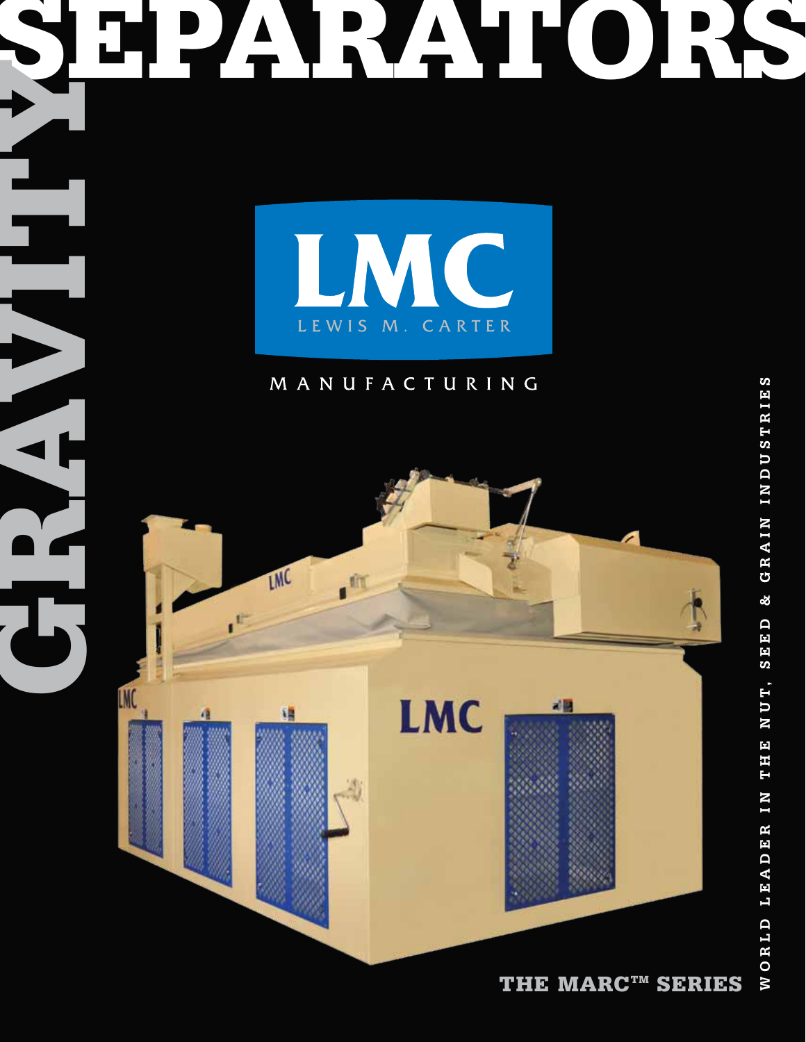# GRAVITY SEPARATORS

LMC

LEWIS M. CARTER

MANUFACTURING

WORLD LEADER IN THE NUT, SEED & GRAIN INDUSTRIES

## THE MARC™ SERIES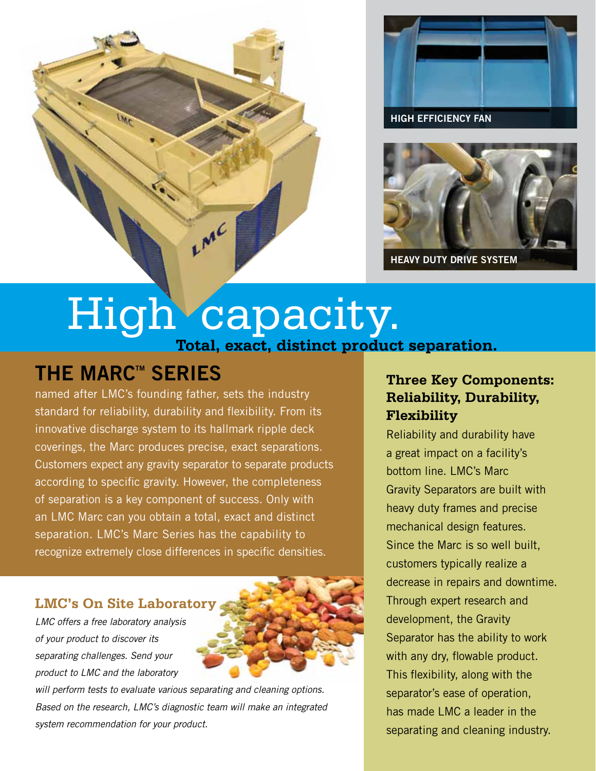HIGH EFFICIENCY FAN

HEAVY DUTY DRIVE SYSTEM

# High capacity.

**Total, exact, distinct product separation.**

## THE MARC™ SERIES

named after LMC's founding father, sets the industry standard for reliability, durability and flexibility. From its innovative discharge system to its hallmark ripple deck coverings, the Marc produces precise, exact separations. Customers expect any gravity separator to separate products according to specific gravity. However, the completeness of separation is a key component of success. Only with an LMC Marc can you obtain a total, exact and distinct separation. LMC's Marc Series has the capability to recognize extremely close differences in specific densities.

### LMC's On Site Laboratory

*LMC offers a free laboratory analysis of your product to discover its separating challenges. Send your product to LMC and the laboratory will perform tests to evaluate various separating and cleaning options. Based on the research, LMC's diagnostic team will make an integrated system recommendation for your product.*

### Three Key Components: Reliability, Durability, Flexibility

Reliability and durability have a great impact on a facility's bottom line. LMC's Marc Gravity Separators are built with heavy duty frames and precise mechanical design features. Since the Marc is so well built, customers typically realize a decrease in repairs and downtime. Through expert research and development, the Gravity Separator has the ability to work with any dry, flowable product. This flexibility, along with the separator's ease of operation, has made LMC a leader in the separating and cleaning industry.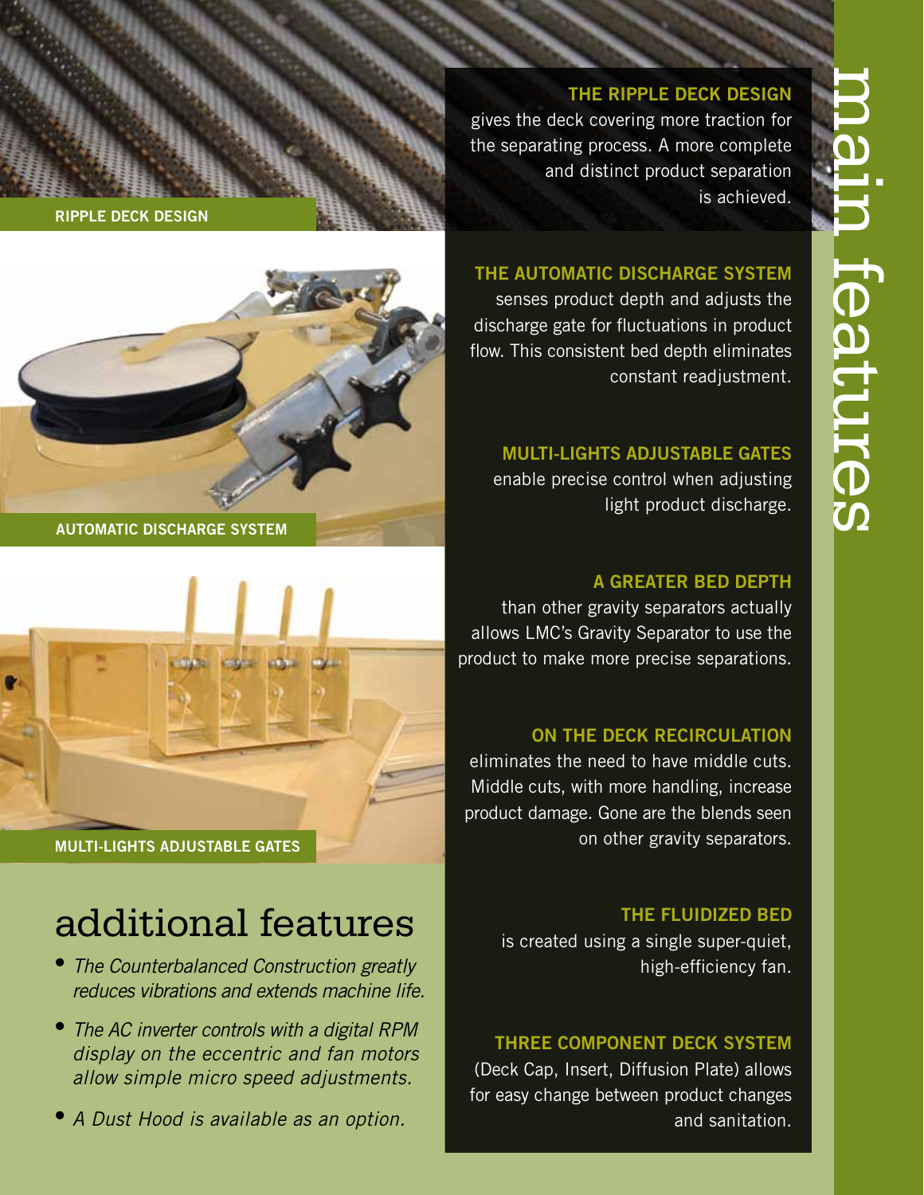# main features

**THE RIPPLE DECK DESIGN** gives the deck covering more traction for the separating process. A more complete and distinct product separation is achieved.

**THE AUTOMATIC DISCHARGE SYSTEM** senses product depth and adjusts the discharge gate for fluctuations in product flow. This consistent bed depth eliminates constant readjustment.

**MULTI-LIGHTS ADJUSTABLE GATES** enable precise control when adjusting light product discharge.

**A GREATER BED DEPTH** than other gravity separators actually allows LMC's Gravity Separator to use the product to make more precise separations.

**ON THE DECK RECIRCULATION** eliminates the need to have middle cuts. Middle cuts, with more handling, increase product damage. Gone are the blends seen on other gravity separators.

**THE FLUIDIZED BED** is created using a single super-quiet, high-efficiency fan.

**THREE COMPONENT DECK SYSTEM** (Deck Cap, Insert, Diffusion Plate) allows for easy change between product changes and sanitation.

RIPPLE DECK DESIGN

AUTOMATIC DISCHARGE SYSTEM

MULTI-LIGHTS ADJUSTABLE GATES

## additional features

- *The Counterbalanced Construction greatly reduces vibrations and extends machine life.*
- *The AC inverter controls with a digital RPM display on the eccentric and fan motors allow simple micro speed adjustments.*
- *A Dust Hood is available as an option.*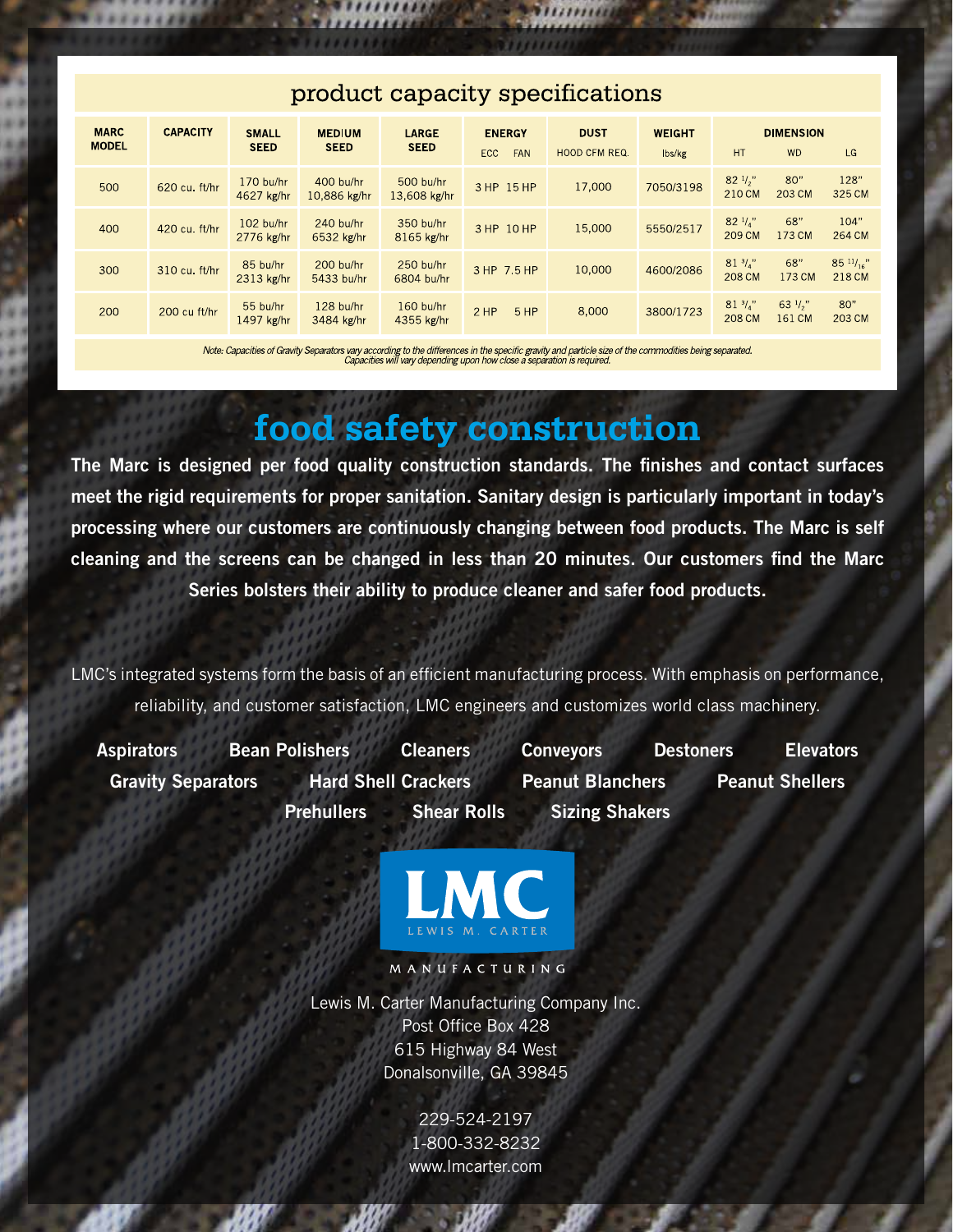## product capacity specifications

| MARC MODEL | CAPACITY | SMALL SEED | MEDIUM SEED | LARGE SEED | ENERGY | | DUST | WEIGHT | DIMENSION | | |
|---|---|---|---|---|---|---|---|---|---|---|---|
| | | | | | ECC | FAN | HOOD CFM REQ. | lbs/kg | HT | WD | LG |
| 500 | 620 cu. ft/hr | 170 bu/hr 4627 kg/hr | 400 bu/hr 10,886 kg/hr | 500 bu/hr 13,608 kg/hr | 3 HP | 15 HP | 17,000 | 7050/3198 | 82 1/2" 210 CM | 80" 203 CM | 128" 325 CM |
| 400 | 420 cu. ft/hr | 102 bu/hr 2776 kg/hr | 240 bu/hr 6532 kg/hr | 350 bu/hr 8165 kg/hr | 3 HP | 10 HP | 15,000 | 5550/2517 | 82 1/4" 209 CM | 68" 173 CM | 104" 264 CM |
| 300 | 310 cu. ft/hr | 85 bu/hr 2313 kg/hr | 200 bu/hr 5433 bu/hr | 250 bu/hr 6804 bu/hr | 3 HP | 7.5 HP | 10,000 | 4600/2086 | 81 3/4" 208 CM | 68" 173 CM | 85 11/16" 218 CM |
| 200 | 200 cu ft/hr | 55 bu/hr 1497 kg/hr | 128 bu/hr 3484 kg/hr | 160 bu/hr 4355 kg/hr | 2 HP | 5 HP | 8,000 | 3800/1723 | 81 3/4" 208 CM | 63 1/2" 161 CM | 80" 203 CM |

*Note: Capacities of Gravity Separators vary according to the differences in the specific gravity and particle size of the commodities being separated. Capacities will vary depending upon how close a separation is required.*

# food safety construction

**The Marc is designed per food quality construction standards. The finishes and contact surfaces meet the rigid requirements for proper sanitation. Sanitary design is particularly important in today's processing where our customers are continuously changing between food products. The Marc is self cleaning and the screens can be changed in less than 20 minutes. Our customers find the Marc Series bolsters their ability to produce cleaner and safer food products.**

LMC's integrated systems form the basis of an efficient manufacturing process. With emphasis on performance, reliability, and customer satisfaction, LMC engineers and customizes world class machinery.

**Aspirators** **Bean Polishers** **Cleaners** **Conveyors** **Destoners** **Elevators**
**Gravity Separators** **Hard Shell Crackers** **Peanut Blanchers** **Peanut Shellers**
**Prehullers** **Shear Rolls** **Sizing Shakers**

LMC
LEWIS M. CARTER
MANUFACTURING

Lewis M. Carter Manufacturing Company Inc.
Post Office Box 428
615 Highway 84 West
Donalsonville, GA 39845

229-524-2197
1-800-332-8232
www.lmcarter.com